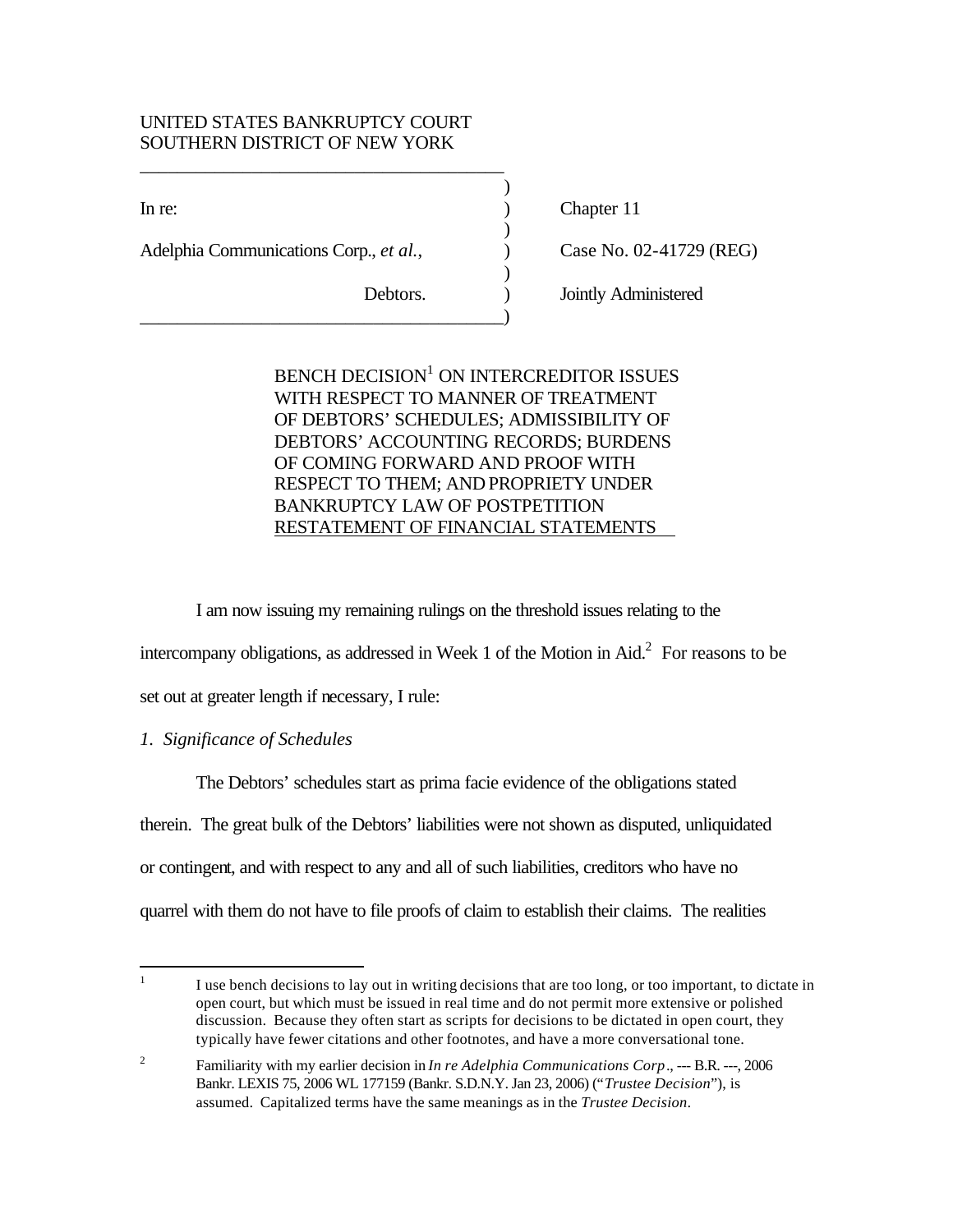UNITED STATES BANKRUPTCY COURT
SOUTHERN DISTRICT OF NEW YORK

| | |
|---|---|
| In re: | Chapter 11 |
| Adelphia Communications Corp., *et al.*, | Case No. 02-41729 (REG) |
| Debtors. | Jointly Administered |

BENCH DECISION[1] ON INTERCREDITOR ISSUES WITH RESPECT TO MANNER OF TREATMENT OF DEBTORS' SCHEDULES; ADMISSIBILITY OF DEBTORS' ACCOUNTING RECORDS; BURDENS OF COMING FORWARD AND PROOF WITH RESPECT TO THEM; AND PROPRIETY UNDER BANKRUPTCY LAW OF POSTPETITION RESTATEMENT OF FINANCIAL STATEMENTS

I am now issuing my remaining rulings on the threshold issues relating to the intercompany obligations, as addressed in Week 1 of the Motion in Aid.[2] For reasons to be set out at greater length if necessary, I rule:

*1. Significance of Schedules*

The Debtors' schedules start as prima facie evidence of the obligations stated therein. The great bulk of the Debtors' liabilities were not shown as disputed, unliquidated or contingent, and with respect to any and all of such liabilities, creditors who have no quarrel with them do not have to file proofs of claim to establish their claims. The realities

---

[1] I use bench decisions to lay out in writing decisions that are too long, or too important, to dictate in open court, but which must be issued in real time and do not permit more extensive or polished discussion. Because they often start as scripts for decisions to be dictated in open court, they typically have fewer citations and other footnotes, and have a more conversational tone.

[2] Familiarity with my earlier decision in *In re Adelphia Communications Corp*., --- B.R. ---, 2006 Bankr. LEXIS 75, 2006 WL 177159 (Bankr. S.D.N.Y. Jan 23, 2006) ("*Trustee Decision*"), is assumed. Capitalized terms have the same meanings as in the *Trustee Decision*.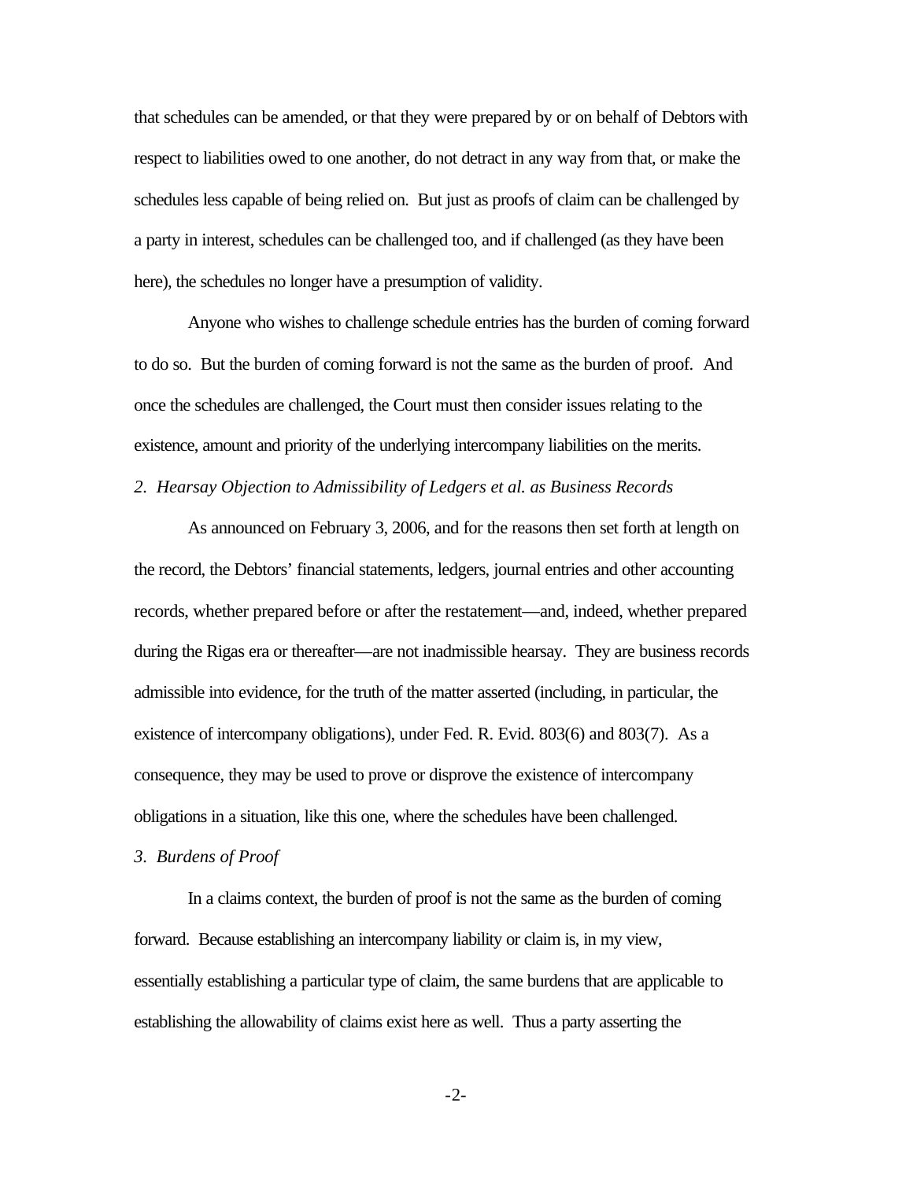that schedules can be amended, or that they were prepared by or on behalf of Debtors with respect to liabilities owed to one another, do not detract in any way from that, or make the schedules less capable of being relied on. But just as proofs of claim can be challenged by a party in interest, schedules can be challenged too, and if challenged (as they have been here), the schedules no longer have a presumption of validity.

Anyone who wishes to challenge schedule entries has the burden of coming forward to do so. But the burden of coming forward is not the same as the burden of proof. And once the schedules are challenged, the Court must then consider issues relating to the existence, amount and priority of the underlying intercompany liabilities on the merits.

*2. Hearsay Objection to Admissibility of Ledgers et al. as Business Records*

As announced on February 3, 2006, and for the reasons then set forth at length on the record, the Debtors' financial statements, ledgers, journal entries and other accounting records, whether prepared before or after the restatement—and, indeed, whether prepared during the Rigas era or thereafter—are not inadmissible hearsay. They are business records admissible into evidence, for the truth of the matter asserted (including, in particular, the existence of intercompany obligations), under Fed. R. Evid. 803(6) and 803(7). As a consequence, they may be used to prove or disprove the existence of intercompany obligations in a situation, like this one, where the schedules have been challenged.

*3. Burdens of Proof*

In a claims context, the burden of proof is not the same as the burden of coming forward. Because establishing an intercompany liability or claim is, in my view, essentially establishing a particular type of claim, the same burdens that are applicable to establishing the allowability of claims exist here as well. Thus a party asserting the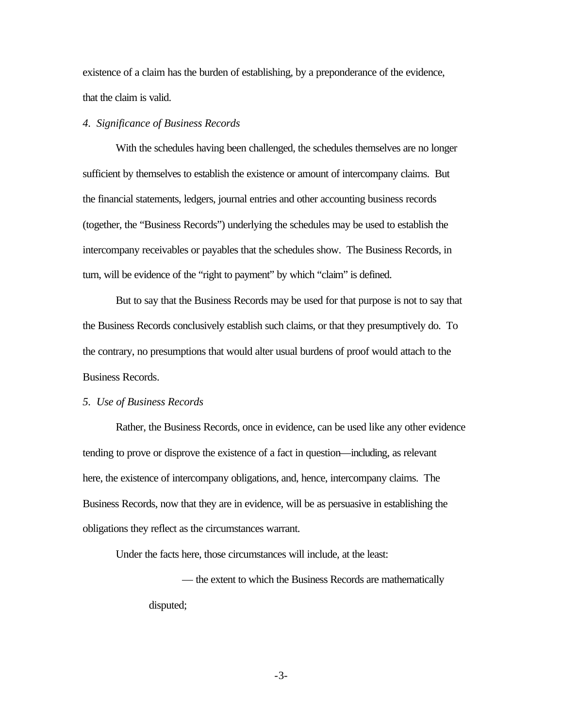existence of a claim has the burden of establishing, by a preponderance of the evidence, that the claim is valid.

*4. Significance of Business Records*

With the schedules having been challenged, the schedules themselves are no longer sufficient by themselves to establish the existence or amount of intercompany claims. But the financial statements, ledgers, journal entries and other accounting business records (together, the "Business Records") underlying the schedules may be used to establish the intercompany receivables or payables that the schedules show. The Business Records, in turn, will be evidence of the "right to payment" by which "claim" is defined.

But to say that the Business Records may be used for that purpose is not to say that the Business Records conclusively establish such claims, or that they presumptively do. To the contrary, no presumptions that would alter usual burdens of proof would attach to the Business Records.

*5. Use of Business Records*

Rather, the Business Records, once in evidence, can be used like any other evidence tending to prove or disprove the existence of a fact in question—including, as relevant here, the existence of intercompany obligations, and, hence, intercompany claims. The Business Records, now that they are in evidence, will be as persuasive in establishing the obligations they reflect as the circumstances warrant.

Under the facts here, those circumstances will include, at the least:

— the extent to which the Business Records are mathematically disputed;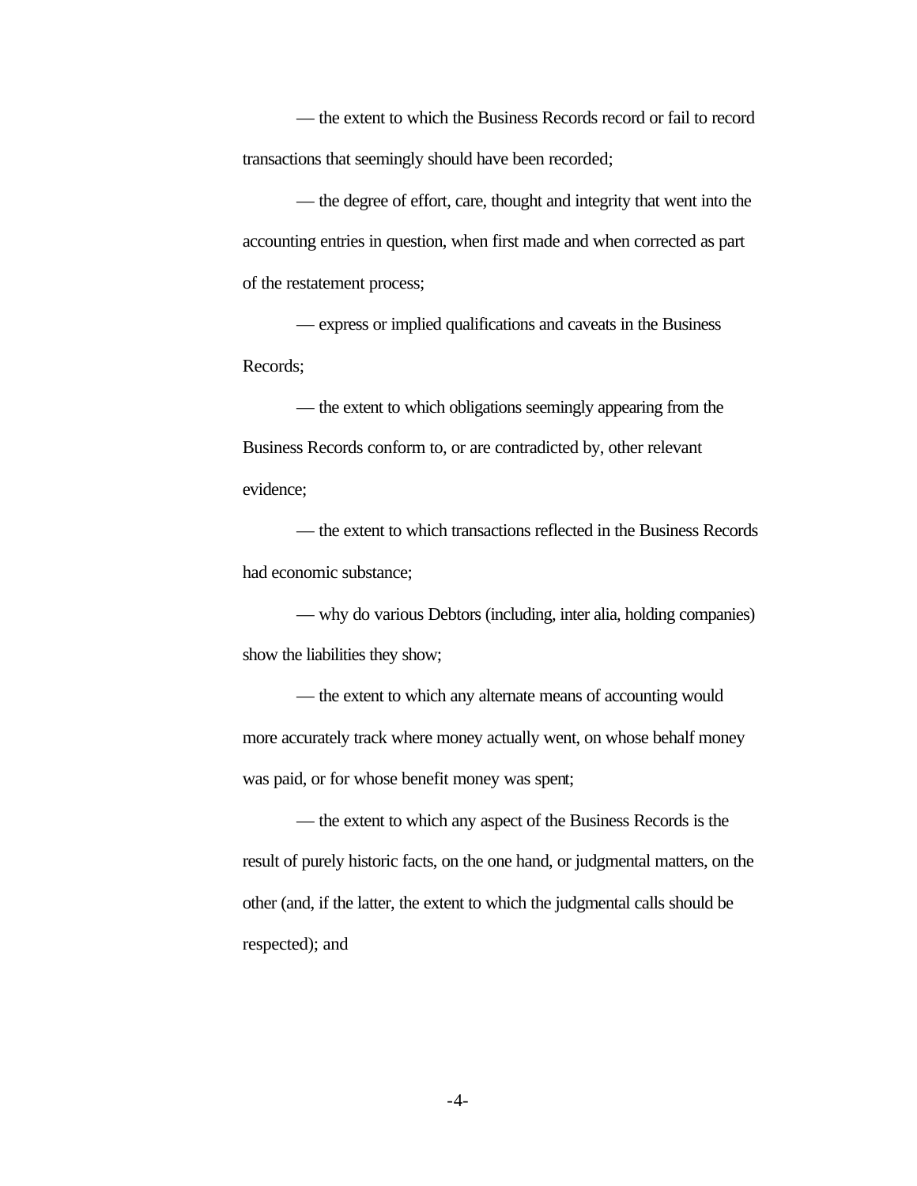— the extent to which the Business Records record or fail to record transactions that seemingly should have been recorded;

— the degree of effort, care, thought and integrity that went into the accounting entries in question, when first made and when corrected as part of the restatement process;

— express or implied qualifications and caveats in the Business Records;

— the extent to which obligations seemingly appearing from the Business Records conform to, or are contradicted by, other relevant evidence;

— the extent to which transactions reflected in the Business Records had economic substance;

— why do various Debtors (including, inter alia, holding companies) show the liabilities they show;

— the extent to which any alternate means of accounting would more accurately track where money actually went, on whose behalf money was paid, or for whose benefit money was spent;

— the extent to which any aspect of the Business Records is the result of purely historic facts, on the one hand, or judgmental matters, on the other (and, if the latter, the extent to which the judgmental calls should be respected); and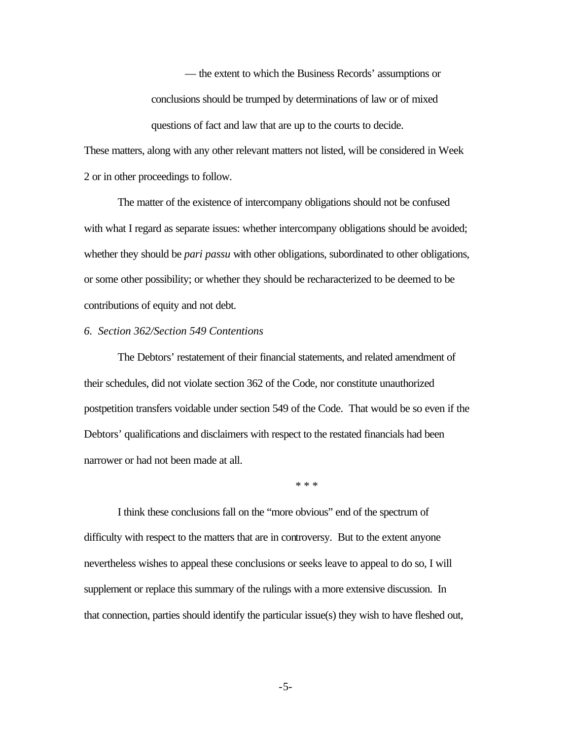— the extent to which the Business Records' assumptions or conclusions should be trumped by determinations of law or of mixed questions of fact and law that are up to the courts to decide.

These matters, along with any other relevant matters not listed, will be considered in Week 2 or in other proceedings to follow.

The matter of the existence of intercompany obligations should not be confused with what I regard as separate issues: whether intercompany obligations should be avoided; whether they should be *pari passu* with other obligations, subordinated to other obligations, or some other possibility; or whether they should be recharacterized to be deemed to be contributions of equity and not debt.

*6. Section 362/Section 549 Contentions*

The Debtors' restatement of their financial statements, and related amendment of their schedules, did not violate section 362 of the Code, nor constitute unauthorized postpetition transfers voidable under section 549 of the Code. That would be so even if the Debtors' qualifications and disclaimers with respect to the restated financials had been narrower or had not been made at all.

\* \* \*

I think these conclusions fall on the "more obvious" end of the spectrum of difficulty with respect to the matters that are in controversy. But to the extent anyone nevertheless wishes to appeal these conclusions or seeks leave to appeal to do so, I will supplement or replace this summary of the rulings with a more extensive discussion. In that connection, parties should identify the particular issue(s) they wish to have fleshed out,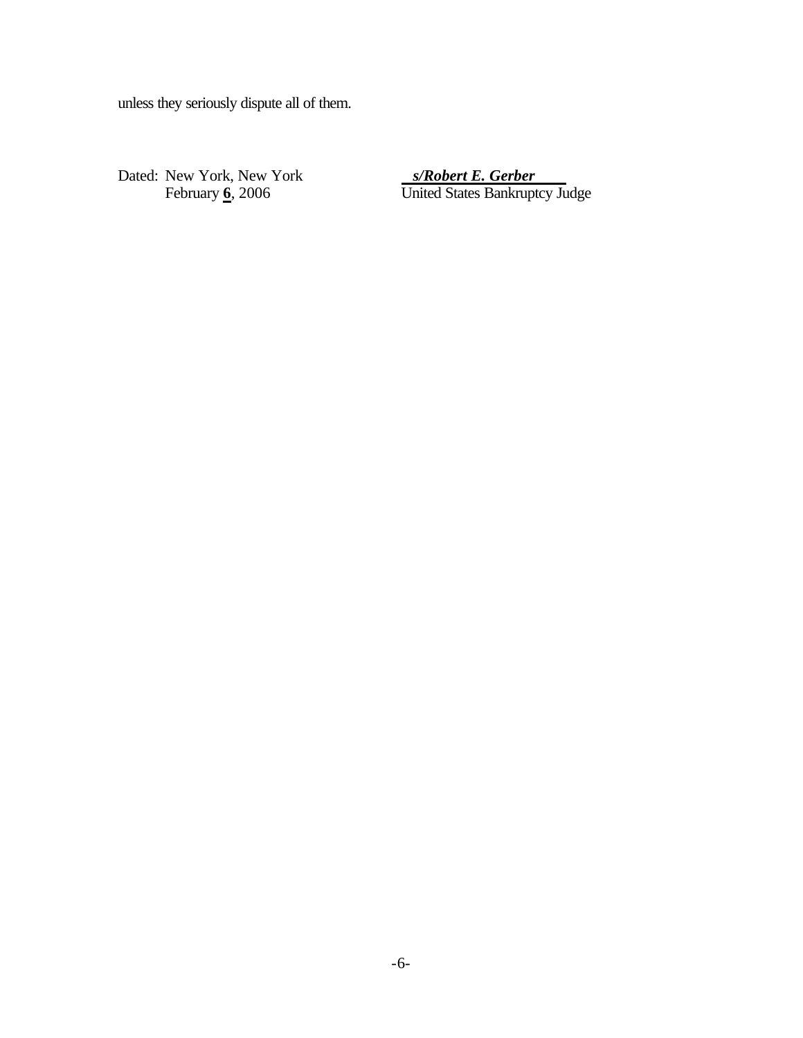unless they seriously dispute all of them.

Dated: New York, New York
February **6**, 2006

***s/Robert E. Gerber***
United States Bankruptcy Judge